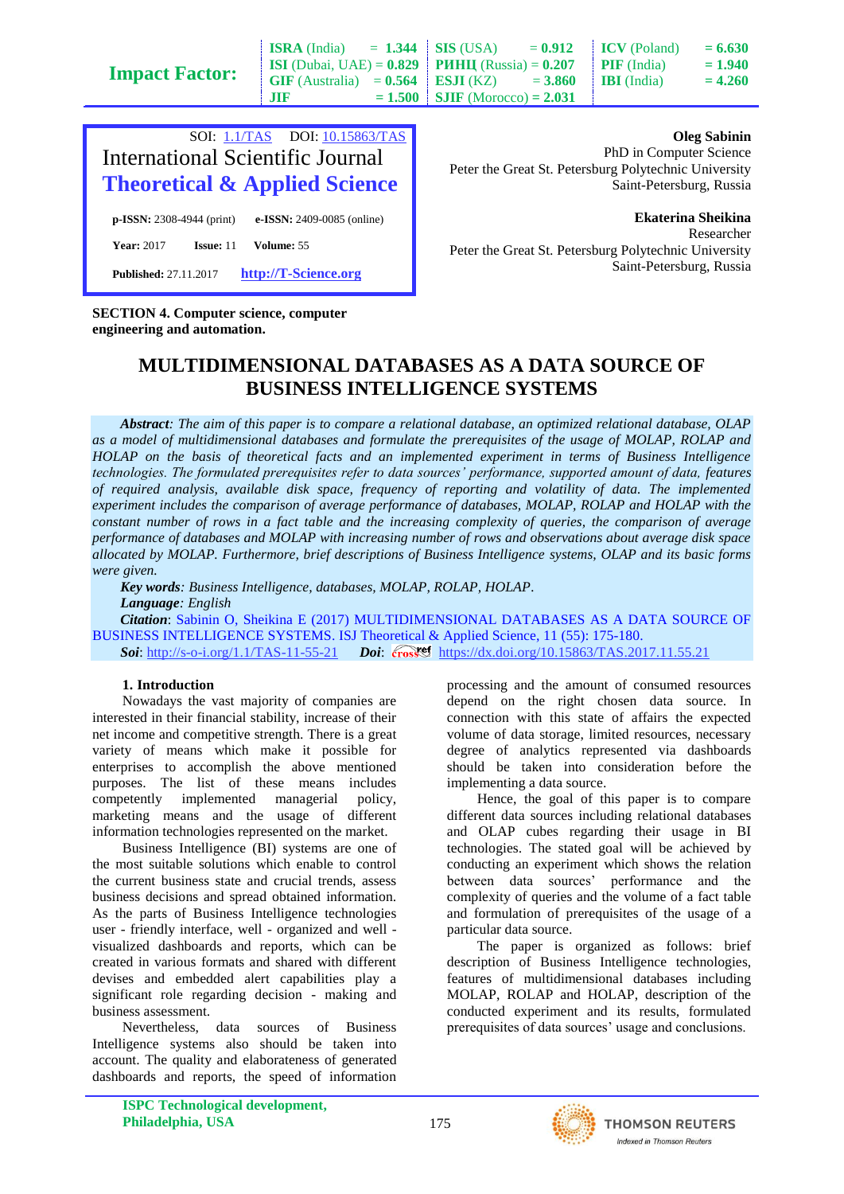SOI: 1.1/TAS DOI: 10.15863/TAS

International Scientific Journal
**Theoretical & Applied Science**

**p-ISSN:** 2308-4944 (print) **e-ISSN:** 2409-0085 (online)

**Year:** 2017 **Issue:** 11 **Volume:** 55

**Published:** 27.11.2017 http://T-Science.org

**Oleg Sabinin**
PhD in Computer Science
Peter the Great St. Petersburg Polytechnic University
Saint-Petersburg, Russia

**Ekaterina Sheikina**
Researcher
Peter the Great St. Petersburg Polytechnic University
Saint-Petersburg, Russia

**SECTION 4. Computer science, computer engineering and automation.**

# MULTIDIMENSIONAL DATABASES AS A DATA SOURCE OF BUSINESS INTELLIGENCE SYSTEMS

***Abstract**: The aim of this paper is to compare a relational database, an optimized relational database, OLAP as a model of multidimensional databases and formulate the prerequisites of the usage of MOLAP, ROLAP and HOLAP on the basis of theoretical facts and an implemented experiment in terms of Business Intelligence technologies. The formulated prerequisites refer to data sources' performance, supported amount of data, features of required analysis, available disk space, frequency of reporting and volatility of data. The implemented experiment includes the comparison of average performance of databases, MOLAP, ROLAP and HOLAP with the constant number of rows in a fact table and the increasing complexity of queries, the comparison of average performance of databases and MOLAP with increasing number of rows and observations about average disk space allocated by MOLAP. Furthermore, brief descriptions of Business Intelligence systems, OLAP and its basic forms were given.*

***Key words**: Business Intelligence, databases, MOLAP, ROLAP, HOLAP.*

***Language**: English*

***Citation**: Sabinin O, Sheikina E (2017) MULTIDIMENSIONAL DATABASES AS A DATA SOURCE OF BUSINESS INTELLIGENCE SYSTEMS. ISJ Theoretical & Applied Science, 11 (55): 175-180.*

***Soi**: http://s-o-i.org/1.1/TAS-11-55-21 **Doi**: https://dx.doi.org/10.15863/TAS.2017.11.55.21*

## 1. Introduction

Nowadays the vast majority of companies are interested in their financial stability, increase of their net income and competitive strength. There is a great variety of means which make it possible for enterprises to accomplish the above mentioned purposes. The list of these means includes competently implemented managerial policy, marketing means and the usage of different information technologies represented on the market.

Business Intelligence (BI) systems are one of the most suitable solutions which enable to control the current business state and crucial trends, assess business decisions and spread obtained information. As the parts of Business Intelligence technologies user - friendly interface, well - organized and well - visualized dashboards and reports, which can be created in various formats and shared with different devises and embedded alert capabilities play a significant role regarding decision - making and business assessment.

Nevertheless, data sources of Business Intelligence systems also should be taken into account. The quality and elaborateness of generated dashboards and reports, the speed of information processing and the amount of consumed resources depend on the right chosen data source. In connection with this state of affairs the expected volume of data storage, limited resources, necessary degree of analytics represented via dashboards should be taken into consideration before the implementing a data source.

Hence, the goal of this paper is to compare different data sources including relational databases and OLAP cubes regarding their usage in BI technologies. The stated goal will be achieved by conducting an experiment which shows the relation between data sources' performance and the complexity of queries and the volume of a fact table and formulation of prerequisites of the usage of a particular data source.

The paper is organized as follows: brief description of Business Intelligence technologies, features of multidimensional databases including MOLAP, ROLAP and HOLAP, description of the conducted experiment and its results, formulated prerequisites of data sources' usage and conclusions.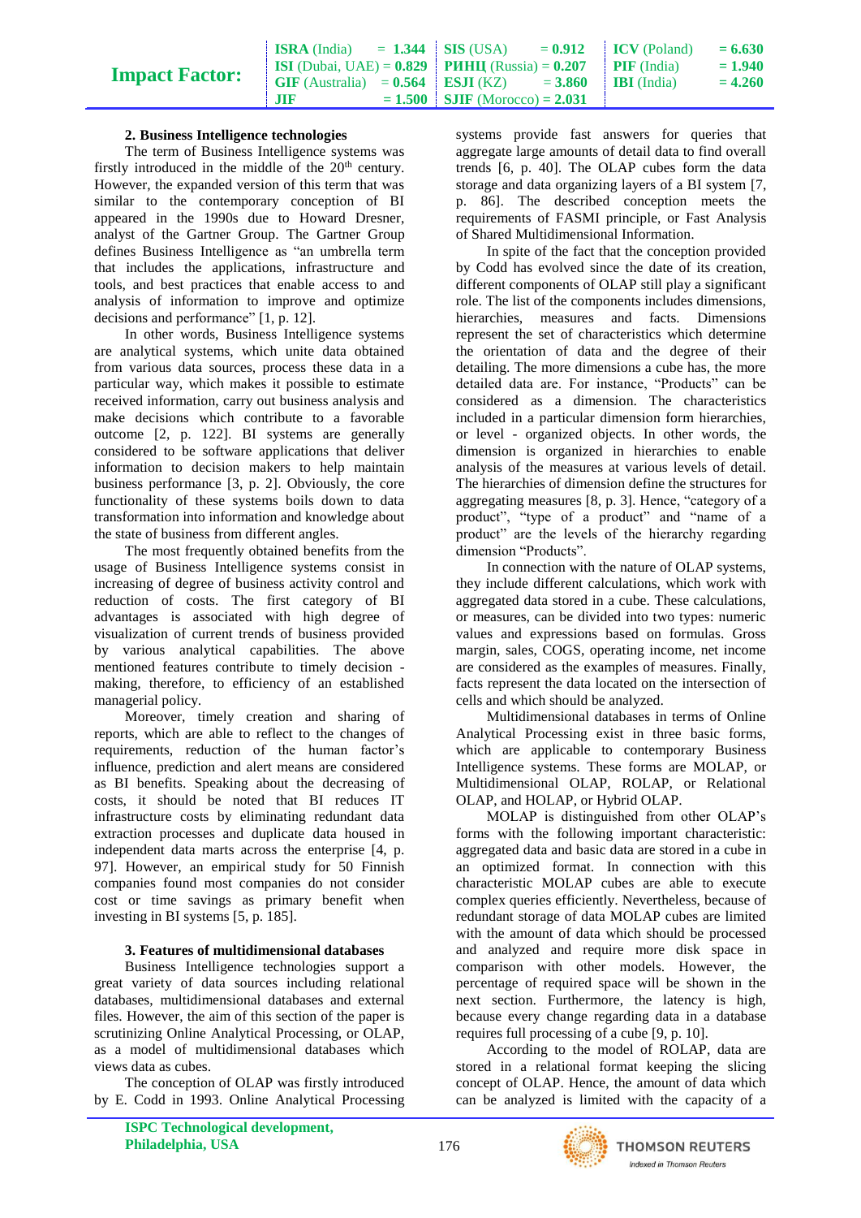### 2. Business Intelligence technologies

The term of Business Intelligence systems was firstly introduced in the middle of the 20th century. However, the expanded version of this term that was similar to the contemporary conception of BI appeared in the 1990s due to Howard Dresner, analyst of the Gartner Group. The Gartner Group defines Business Intelligence as "an umbrella term that includes the applications, infrastructure and tools, and best practices that enable access to and analysis of information to improve and optimize decisions and performance" [1, p. 12].

In other words, Business Intelligence systems are analytical systems, which unite data obtained from various data sources, process these data in a particular way, which makes it possible to estimate received information, carry out business analysis and make decisions which contribute to a favorable outcome [2, p. 122]. BI systems are generally considered to be software applications that deliver information to decision makers to help maintain business performance [3, p. 2]. Obviously, the core functionality of these systems boils down to data transformation into information and knowledge about the state of business from different angles.

The most frequently obtained benefits from the usage of Business Intelligence systems consist in increasing of degree of business activity control and reduction of costs. The first category of BI advantages is associated with high degree of visualization of current trends of business provided by various analytical capabilities. The above mentioned features contribute to timely decision - making, therefore, to efficiency of an established managerial policy.

Moreover, timely creation and sharing of reports, which are able to reflect to the changes of requirements, reduction of the human factor's influence, prediction and alert means are considered as BI benefits. Speaking about the decreasing of costs, it should be noted that BI reduces IT infrastructure costs by eliminating redundant data extraction processes and duplicate data housed in independent data marts across the enterprise [4, p. 97]. However, an empirical study for 50 Finnish companies found most companies do not consider cost or time savings as primary benefit when investing in BI systems [5, p. 185].

### 3. Features of multidimensional databases

Business Intelligence technologies support a great variety of data sources including relational databases, multidimensional databases and external files. However, the aim of this section of the paper is scrutinizing Online Analytical Processing, or OLAP, as a model of multidimensional databases which views data as cubes.

The conception of OLAP was firstly introduced by E. Codd in 1993. Online Analytical Processing systems provide fast answers for queries that aggregate large amounts of detail data to find overall trends [6, p. 40]. The OLAP cubes form the data storage and data organizing layers of a BI system [7, p. 86]. The described conception meets the requirements of FASMI principle, or Fast Analysis of Shared Multidimensional Information.

In spite of the fact that the conception provided by Codd has evolved since the date of its creation, different components of OLAP still play a significant role. The list of the components includes dimensions, hierarchies, measures and facts. Dimensions represent the set of characteristics which determine the orientation of data and the degree of their detailing. The more dimensions a cube has, the more detailed data are. For instance, "Products" can be considered as a dimension. The characteristics included in a particular dimension form hierarchies, or level - organized objects. In other words, the dimension is organized in hierarchies to enable analysis of the measures at various levels of detail. The hierarchies of dimension define the structures for aggregating measures [8, p. 3]. Hence, "category of a product", "type of a product" and "name of a product" are the levels of the hierarchy regarding dimension "Products".

In connection with the nature of OLAP systems, they include different calculations, which work with aggregated data stored in a cube. These calculations, or measures, can be divided into two types: numeric values and expressions based on formulas. Gross margin, sales, COGS, operating income, net income are considered as the examples of measures. Finally, facts represent the data located on the intersection of cells and which should be analyzed.

Multidimensional databases in terms of Online Analytical Processing exist in three basic forms, which are applicable to contemporary Business Intelligence systems. These forms are MOLAP, or Multidimensional OLAP, ROLAP, or Relational OLAP, and HOLAP, or Hybrid OLAP.

MOLAP is distinguished from other OLAP's forms with the following important characteristic: aggregated data and basic data are stored in a cube in an optimized format. In connection with this characteristic MOLAP cubes are able to execute complex queries efficiently. Nevertheless, because of redundant storage of data MOLAP cubes are limited with the amount of data which should be processed and analyzed and require more disk space in comparison with other models. However, the percentage of required space will be shown in the next section. Furthermore, the latency is high, because every change regarding data in a database requires full processing of a cube [9, p. 10].

According to the model of ROLAP, data are stored in a relational format keeping the slicing concept of OLAP. Hence, the amount of data which can be analyzed is limited with the capacity of a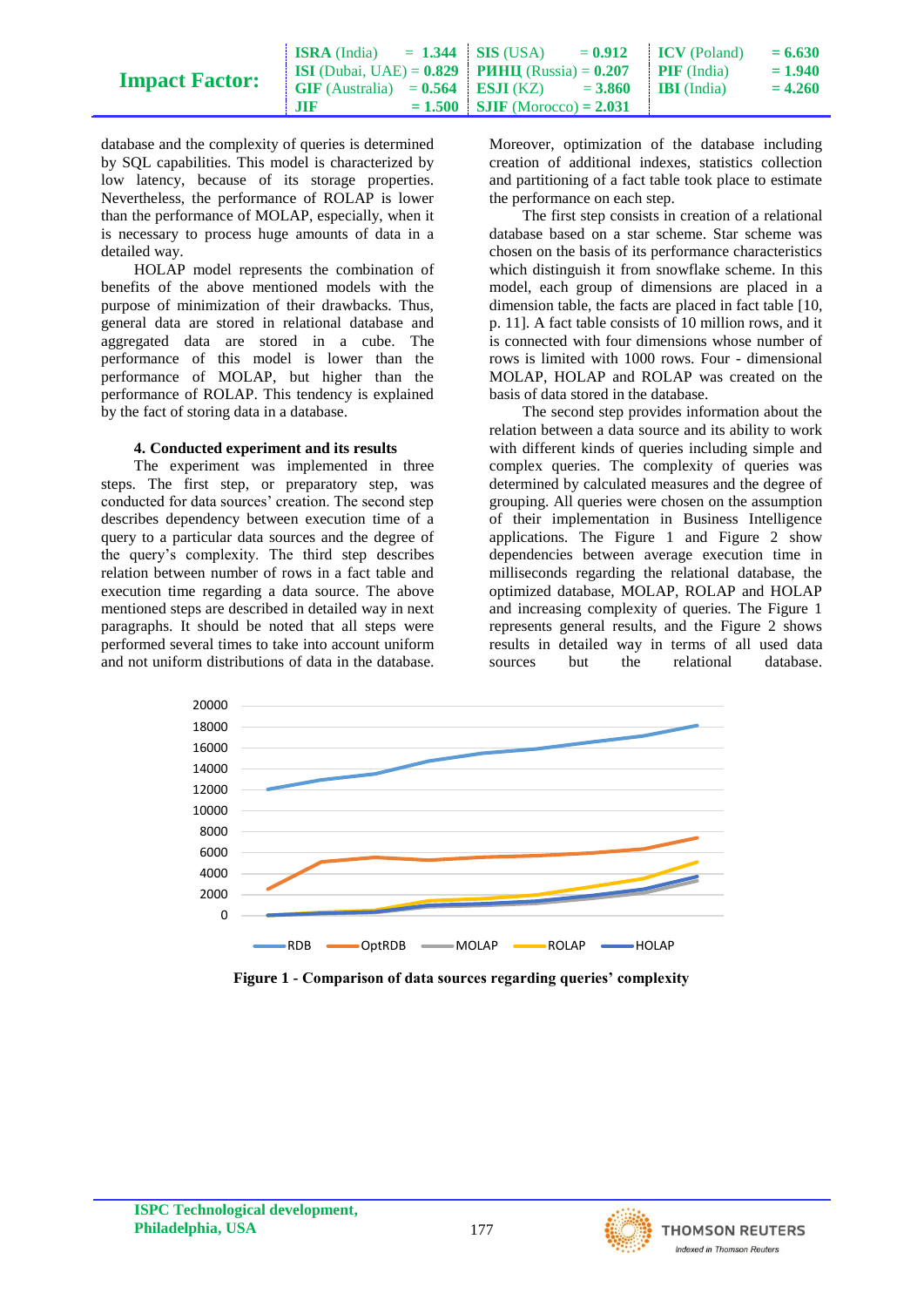database and the complexity of queries is determined by SQL capabilities. This model is characterized by low latency, because of its storage properties. Nevertheless, the performance of ROLAP is lower than the performance of MOLAP, especially, when it is necessary to process huge amounts of data in a detailed way.

HOLAP model represents the combination of benefits of the above mentioned models with the purpose of minimization of their drawbacks. Thus, general data are stored in relational database and aggregated data are stored in a cube. The performance of this model is lower than the performance of MOLAP, but higher than the performance of ROLAP. This tendency is explained by the fact of storing data in a database.

## 4. Conducted experiment and its results

The experiment was implemented in three steps. The first step, or preparatory step, was conducted for data sources' creation. The second step describes dependency between execution time of a query to a particular data sources and the degree of the query's complexity. The third step describes relation between number of rows in a fact table and execution time regarding a data source. The above mentioned steps are described in detailed way in next paragraphs. It should be noted that all steps were performed several times to take into account uniform and not uniform distributions of data in the database. Moreover, optimization of the database including creation of additional indexes, statistics collection and partitioning of a fact table took place to estimate the performance on each step.

The first step consists in creation of a relational database based on a star scheme. Star scheme was chosen on the basis of its performance characteristics which distinguish it from snowflake scheme. In this model, each group of dimensions are placed in a dimension table, the facts are placed in fact table [10, p. 11]. A fact table consists of 10 million rows, and it is connected with four dimensions whose number of rows is limited with 1000 rows. Four - dimensional MOLAP, HOLAP and ROLAP was created on the basis of data stored in the database.

The second step provides information about the relation between a data source and its ability to work with different kinds of queries including simple and complex queries. The complexity of queries was determined by calculated measures and the degree of grouping. All queries were chosen on the assumption of their implementation in Business Intelligence applications. The Figure 1 and Figure 2 show dependencies between average execution time in milliseconds regarding the relational database, the optimized database, MOLAP, ROLAP and HOLAP and increasing complexity of queries. The Figure 1 represents general results, and the Figure 2 shows results in detailed way in terms of all used data sources but the relational database.

**Figure 1 - Comparison of data sources regarding queries' complexity**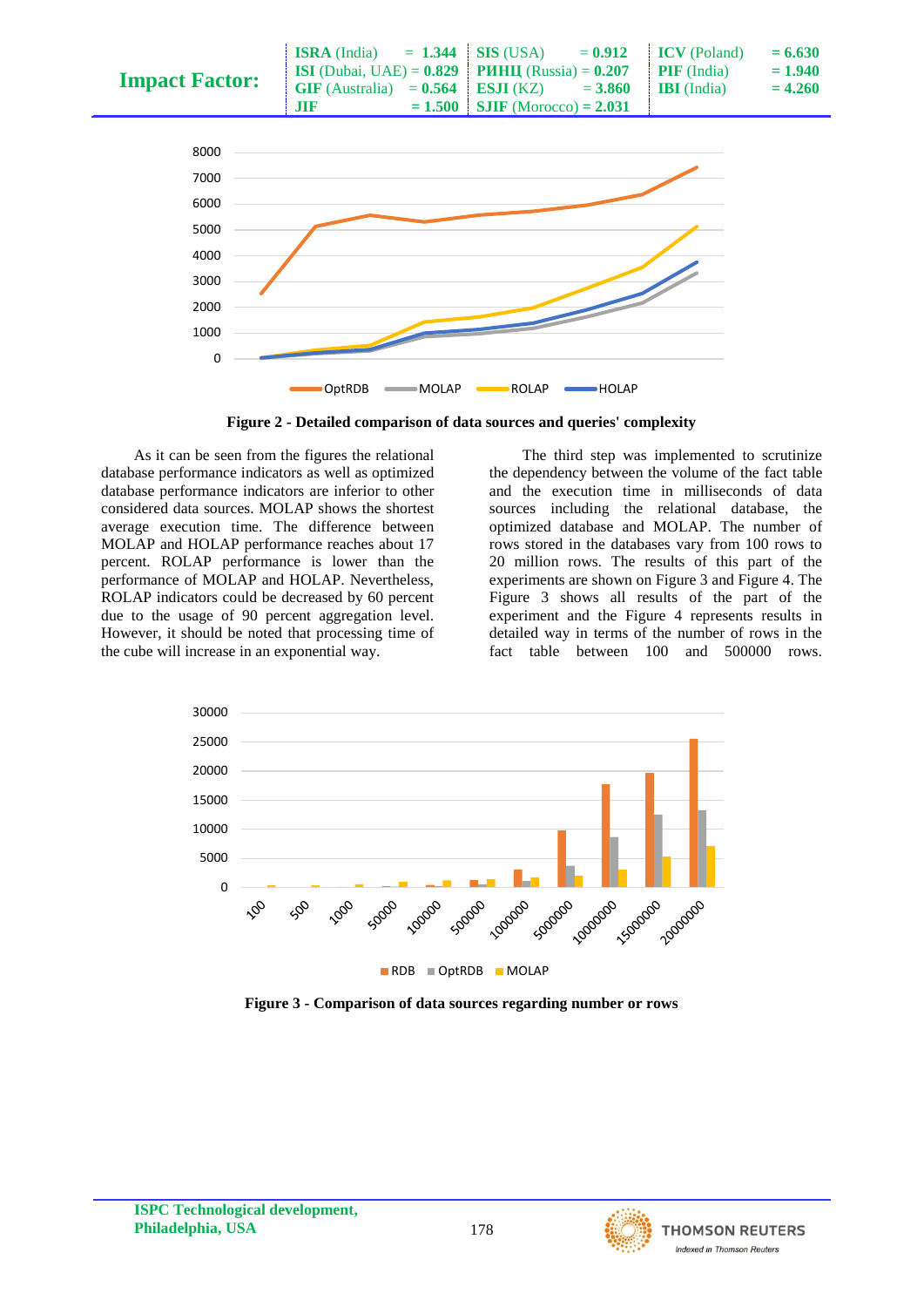**Figure 2 - Detailed comparison of data sources and queries' complexity**

As it can be seen from the figures the relational database performance indicators as well as optimized database performance indicators are inferior to other considered data sources. MOLAP shows the shortest average execution time. The difference between MOLAP and HOLAP performance reaches about 17 percent. ROLAP performance is lower than the performance of MOLAP and HOLAP. Nevertheless, ROLAP indicators could be decreased by 60 percent due to the usage of 90 percent aggregation level. However, it should be noted that processing time of the cube will increase in an exponential way.

The third step was implemented to scrutinize the dependency between the volume of the fact table and the execution time in milliseconds of data sources including the relational database, the optimized database and MOLAP. The number of rows stored in the databases vary from 100 rows to 20 million rows. The results of this part of the experiments are shown on Figure 3 and Figure 4. The Figure 3 shows all results of the part of the experiment and the Figure 4 represents results in detailed way in terms of the number of rows in the fact table between 100 and 500000 rows.

**Figure 3 - Comparison of data sources regarding number or rows**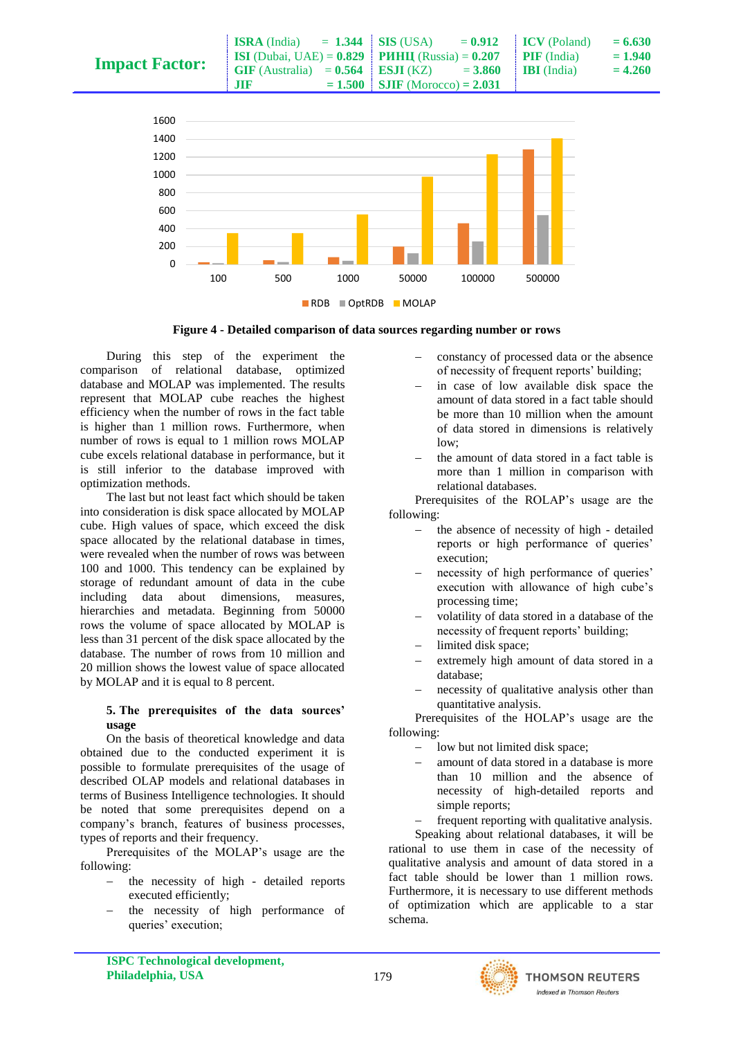Figure 4 - Detailed comparison of data sources regarding number or rows

During this step of the experiment the comparison of relational database, optimized database and MOLAP was implemented. The results represent that MOLAP cube reaches the highest efficiency when the number of rows in the fact table is higher than 1 million rows. Furthermore, when number of rows is equal to 1 million rows MOLAP cube excels relational database in performance, but it is still inferior to the database improved with optimization methods.

The last but not least fact which should be taken into consideration is disk space allocated by MOLAP cube. High values of space, which exceed the disk space allocated by the relational database in times, were revealed when the number of rows was between 100 and 1000. This tendency can be explained by storage of redundant amount of data in the cube including data about dimensions, measures, hierarchies and metadata. Beginning from 50000 rows the volume of space allocated by MOLAP is less than 31 percent of the disk space allocated by the database. The number of rows from 10 million and 20 million shows the lowest value of space allocated by MOLAP and it is equal to 8 percent.

### 5. The prerequisites of the data sources' usage

On the basis of theoretical knowledge and data obtained due to the conducted experiment it is possible to formulate prerequisites of the usage of described OLAP models and relational databases in terms of Business Intelligence technologies. It should be noted that some prerequisites depend on a company's branch, features of business processes, types of reports and their frequency.

Prerequisites of the MOLAP's usage are the following:

- the necessity of high - detailed reports executed efficiently;
- the necessity of high performance of queries' execution;
- constancy of processed data or the absence of necessity of frequent reports' building;
- in case of low available disk space the amount of data stored in a fact table should be more than 10 million when the amount of data stored in dimensions is relatively low;
- the amount of data stored in a fact table is more than 1 million in comparison with relational databases.

Prerequisites of the ROLAP's usage are the following:

- the absence of necessity of high - detailed reports or high performance of queries' execution;
- necessity of high performance of queries' execution with allowance of high cube's processing time;
- volatility of data stored in a database of the necessity of frequent reports' building;
- limited disk space;
- extremely high amount of data stored in a database;
- necessity of qualitative analysis other than quantitative analysis.

Prerequisites of the HOLAP's usage are the following:

- low but not limited disk space;
- amount of data stored in a database is more than 10 million and the absence of necessity of high-detailed reports and simple reports;
- frequent reporting with qualitative analysis.

Speaking about relational databases, it will be rational to use them in case of the necessity of qualitative analysis and amount of data stored in a fact table should be lower than 1 million rows. Furthermore, it is necessary to use different methods of optimization which are applicable to a star schema.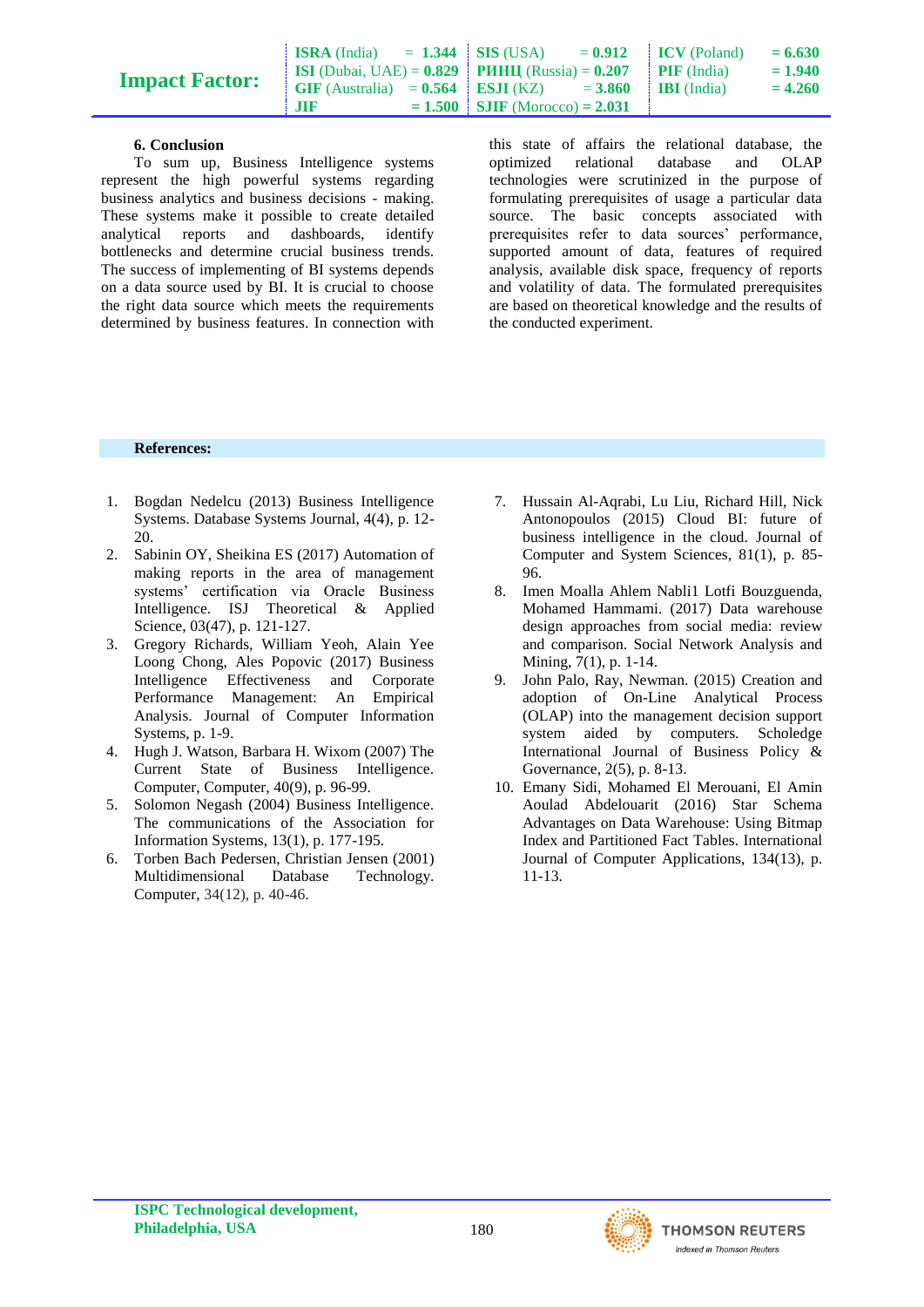### 6. Conclusion

To sum up, Business Intelligence systems represent the high powerful systems regarding business analytics and business decisions - making. These systems make it possible to create detailed analytical reports and dashboards, identify bottlenecks and determine crucial business trends. The success of implementing of BI systems depends on a data source used by BI. It is crucial to choose the right data source which meets the requirements determined by business features. In connection with this state of affairs the relational database, the optimized relational database and OLAP technologies were scrutinized in the purpose of formulating prerequisites of usage a particular data source. The basic concepts associated with prerequisites refer to data sources' performance, supported amount of data, features of required analysis, available disk space, frequency of reports and volatility of data. The formulated prerequisites are based on theoretical knowledge and the results of the conducted experiment.

### References:

1. Bogdan Nedelcu (2013) Business Intelligence Systems. Database Systems Journal, 4(4), p. 12-20.
2. Sabinin OY, Sheikina ES (2017) Automation of making reports in the area of management systems' certification via Oracle Business Intelligence. ISJ Theoretical & Applied Science, 03(47), p. 121-127.
3. Gregory Richards, William Yeoh, Alain Yee Loong Chong, Ales Popovic (2017) Business Intelligence Effectiveness and Corporate Performance Management: An Empirical Analysis. Journal of Computer Information Systems, p. 1-9.
4. Hugh J. Watson, Barbara H. Wixom (2007) The Current State of Business Intelligence. Computer, Computer, 40(9), p. 96-99.
5. Solomon Negash (2004) Business Intelligence. The communications of the Association for Information Systems, 13(1), p. 177-195.
6. Torben Bach Pedersen, Christian Jensen (2001) Multidimensional Database Technology. Computer, 34(12), p. 40-46.
7. Hussain Al-Aqrabi, Lu Liu, Richard Hill, Nick Antonopoulos (2015) Cloud BI: future of business intelligence in the cloud. Journal of Computer and System Sciences, 81(1), p. 85-96.
8. Imen Moalla Ahlem Nabli1 Lotfi Bouzguenda, Mohamed Hammami. (2017) Data warehouse design approaches from social media: review and comparison. Social Network Analysis and Mining, 7(1), p. 1-14.
9. John Palo, Ray, Newman. (2015) Creation and adoption of On-Line Analytical Process (OLAP) into the management decision support system aided by computers. Scholedge International Journal of Business Policy & Governance, 2(5), p. 8-13.
10. Emany Sidi, Mohamed El Merouani, El Amin Aoulad Abdelouarit (2016) Star Schema Advantages on Data Warehouse: Using Bitmap Index and Partitioned Fact Tables. International Journal of Computer Applications, 134(13), p. 11-13.